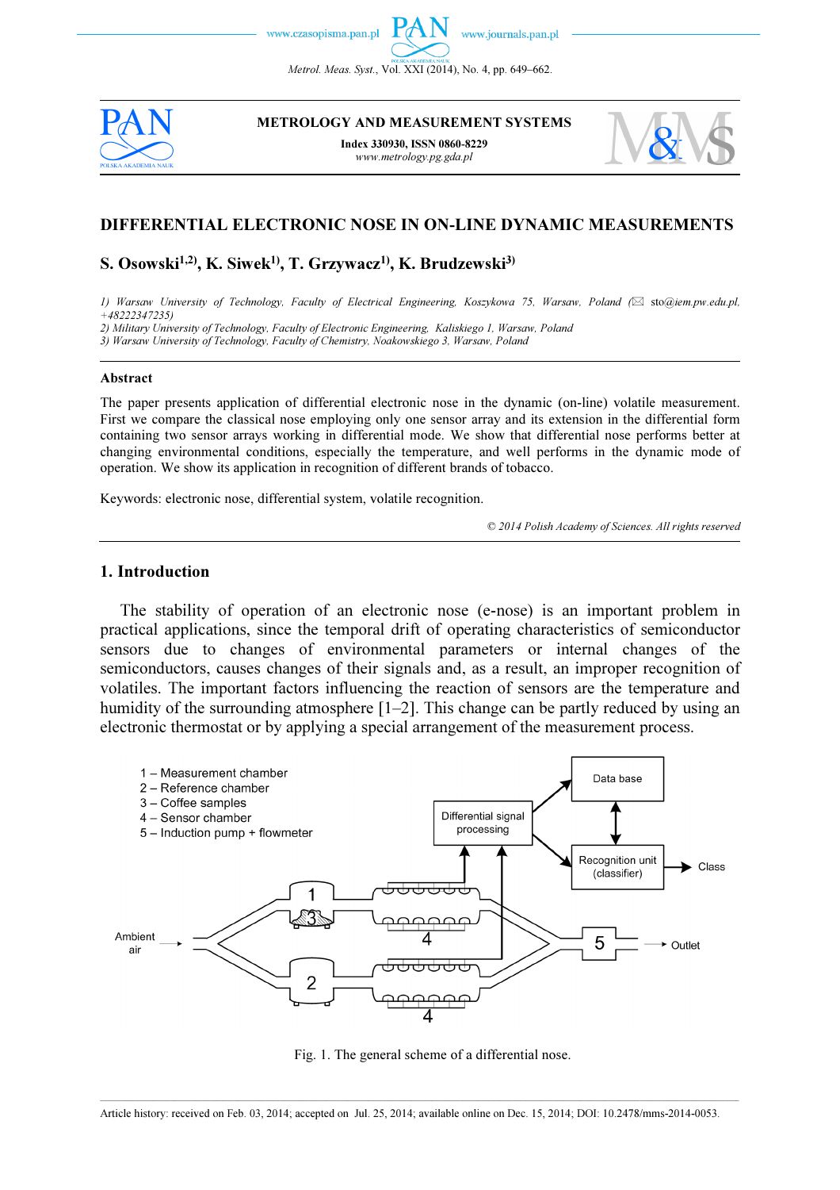**METROLOGY AND MEASUREMENT SYSTEMS**

**Index 330930, ISSN 0860-8229**
*www.metrology.pg.gda.pl*

# DIFFERENTIAL ELECTRONIC NOSE IN ON-LINE DYNAMIC MEASUREMENTS

**S. Osowski[1,2], K. Siwek[1], T. Grzywacz[1], K. Brudzewski[3]**

*1) Warsaw University of Technology, Faculty of Electrical Engineering, Koszykowa 75, Warsaw, Poland* (✉ sto@iem.pw.edu.pl, +48222347235)
*2) Military University of Technology, Faculty of Electronic Engineering, Kaliskiego 1, Warsaw, Poland*
*3) Warsaw University of Technology, Faculty of Chemistry, Noakowskiego 3, Warsaw, Poland*

## Abstract

The paper presents application of differential electronic nose in the dynamic (on-line) volatile measurement. First we compare the classical nose employing only one sensor array and its extension in the differential form containing two sensor arrays working in differential mode. We show that differential nose performs better at changing environmental conditions, especially the temperature, and well performs in the dynamic mode of operation. We show its application in recognition of different brands of tobacco.

Keywords: electronic nose, differential system, volatile recognition.

*© 2014 Polish Academy of Sciences. All rights reserved*

## 1. Introduction

The stability of operation of an electronic nose (e-nose) is an important problem in practical applications, since the temporal drift of operating characteristics of semiconductor sensors due to changes of environmental parameters or internal changes of the semiconductors, causes changes of their signals and, as a result, an improper recognition of volatiles. The important factors influencing the reaction of sensors are the temperature and humidity of the surrounding atmosphere [1–2]. This change can be partly reduced by using an electronic thermostat or by applying a special arrangement of the measurement process.

Fig. 1. The general scheme of a differential nose.

Article history: received on Feb. 03, 2014; accepted on Jul. 25, 2014; available online on Dec. 15, 2014; DOI: 10.2478/mms-2014-0053.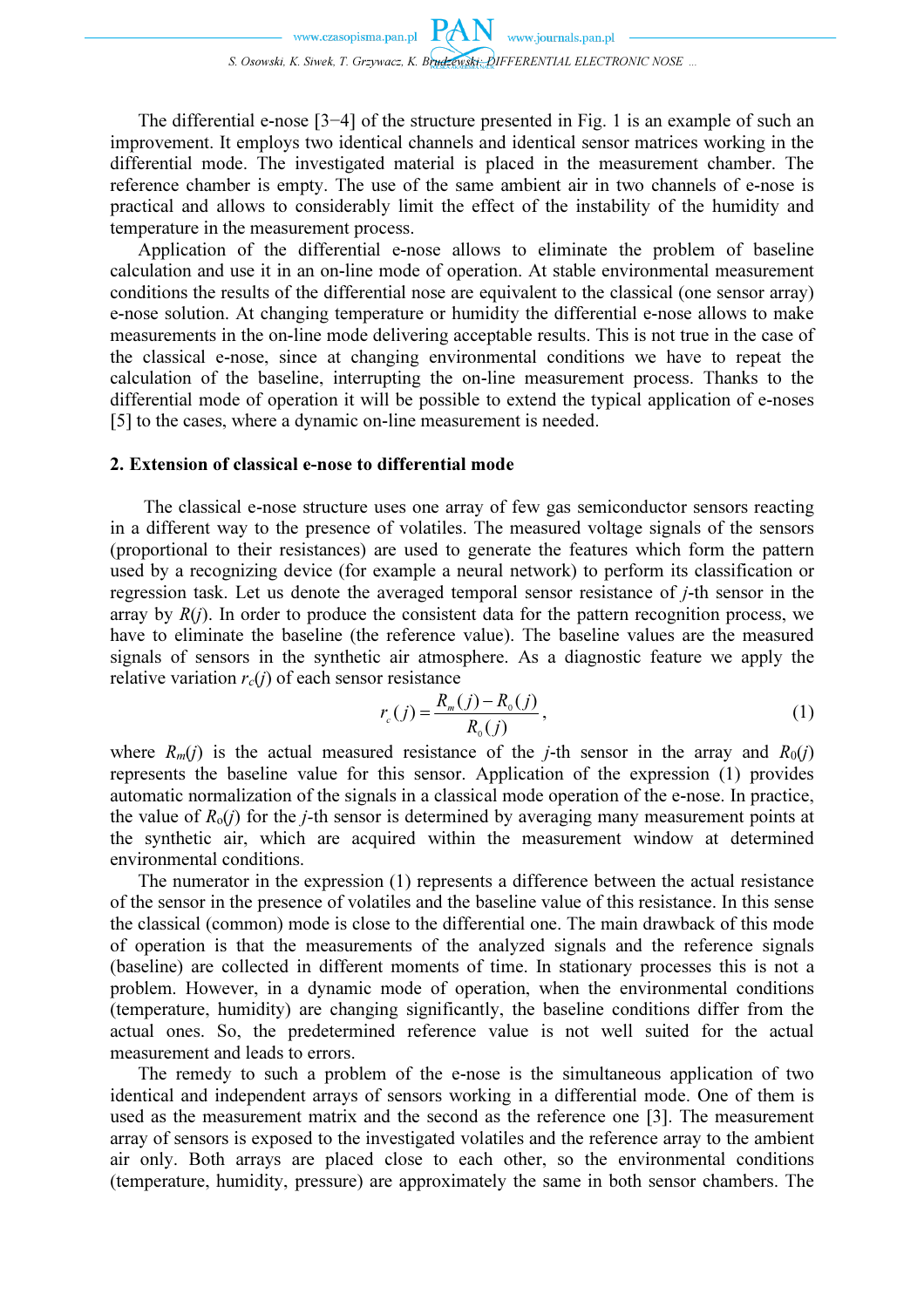The differential e-nose [3−4] of the structure presented in Fig. 1 is an example of such an improvement. It employs two identical channels and identical sensor matrices working in the differential mode. The investigated material is placed in the measurement chamber. The reference chamber is empty. The use of the same ambient air in two channels of e-nose is practical and allows to considerably limit the effect of the instability of the humidity and temperature in the measurement process.

Application of the differential e-nose allows to eliminate the problem of baseline calculation and use it in an on-line mode of operation. At stable environmental measurement conditions the results of the differential nose are equivalent to the classical (one sensor array) e-nose solution. At changing temperature or humidity the differential e-nose allows to make measurements in the on-line mode delivering acceptable results. This is not true in the case of the classical e-nose, since at changing environmental conditions we have to repeat the calculation of the baseline, interrupting the on-line measurement process. Thanks to the differential mode of operation it will be possible to extend the typical application of e-noses [5] to the cases, where a dynamic on-line measurement is needed.

## 2. Extension of classical e-nose to differential mode

The classical e-nose structure uses one array of few gas semiconductor sensors reacting in a different way to the presence of volatiles. The measured voltage signals of the sensors (proportional to their resistances) are used to generate the features which form the pattern used by a recognizing device (for example a neural network) to perform its classification or regression task. Let us denote the averaged temporal sensor resistance of $j$-th sensor in the array by $R(j)$. In order to produce the consistent data for the pattern recognition process, we have to eliminate the baseline (the reference value). The baseline values are the measured signals of sensors in the synthetic air atmosphere. As a diagnostic feature we apply the relative variation $r_c(j)$ of each sensor resistance

$$r_c(j) = \frac{R_m(j) - R_0(j)}{R_0(j)}, \tag{1}$$

where $R_m(j)$ is the actual measured resistance of the $j$-th sensor in the array and $R_0(j)$ represents the baseline value for this sensor. Application of the expression (1) provides automatic normalization of the signals in a classical mode operation of the e-nose. In practice, the value of $R_0(j)$ for the $j$-th sensor is determined by averaging many measurement points at the synthetic air, which are acquired within the measurement window at determined environmental conditions.

The numerator in the expression (1) represents a difference between the actual resistance of the sensor in the presence of volatiles and the baseline value of this resistance. In this sense the classical (common) mode is close to the differential one. The main drawback of this mode of operation is that the measurements of the analyzed signals and the reference signals (baseline) are collected in different moments of time. In stationary processes this is not a problem. However, in a dynamic mode of operation, when the environmental conditions (temperature, humidity) are changing significantly, the baseline conditions differ from the actual ones. So, the predetermined reference value is not well suited for the actual measurement and leads to errors.

The remedy to such a problem of the e-nose is the simultaneous application of two identical and independent arrays of sensors working in a differential mode. One of them is used as the measurement matrix and the second as the reference one [3]. The measurement array of sensors is exposed to the investigated volatiles and the reference array to the ambient air only. Both arrays are placed close to each other, so the environmental conditions (temperature, humidity, pressure) are approximately the same in both sensor chambers. The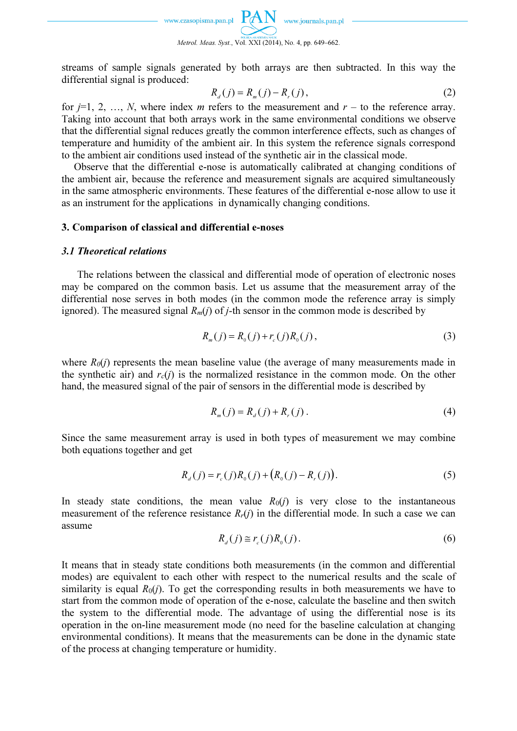streams of sample signals generated by both arrays are then subtracted. In this way the differential signal is produced:

$$R_d(j) = R_m(j) - R_r(j), \tag{2}$$

for $j$=1, 2, …, $N$, where index $m$ refers to the measurement and $r$ – to the reference array. Taking into account that both arrays work in the same environmental conditions we observe that the differential signal reduces greatly the common interference effects, such as changes of temperature and humidity of the ambient air. In this system the reference signals correspond to the ambient air conditions used instead of the synthetic air in the classical mode.

Observe that the differential e-nose is automatically calibrated at changing conditions of the ambient air, because the reference and measurement signals are acquired simultaneously in the same atmospheric environments. These features of the differential e-nose allow to use it as an instrument for the applications in dynamically changing conditions.

## 3. Comparison of classical and differential e-noses

### *3.1 Theoretical relations*

The relations between the classical and differential mode of operation of electronic noses may be compared on the common basis. Let us assume that the measurement array of the differential nose serves in both modes (in the common mode the reference array is simply ignored). The measured signal $R_m(j)$ of $j$-th sensor in the common mode is described by

$$R_m(j) = R_0(j) + r_c(j)R_0(j), \tag{3}$$

where $R_0(j)$ represents the mean baseline value (the average of many measurements made in the synthetic air) and $r_c(j)$ is the normalized resistance in the common mode. On the other hand, the measured signal of the pair of sensors in the differential mode is described by

$$R_m(j) = R_d(j) + R_r(j). \tag{4}$$

Since the same measurement array is used in both types of measurement we may combine both equations together and get

$$R_d(j) = r_c(j)R_0(j) + \left(R_0(j) - R_r(j)\right). \tag{5}$$

In steady state conditions, the mean value $R_0(j)$ is very close to the instantaneous measurement of the reference resistance $R_r(j)$ in the differential mode. In such a case we can assume

$$R_d(j) \cong r_c(j)R_0(j). \tag{6}$$

It means that in steady state conditions both measurements (in the common and differential modes) are equivalent to each other with respect to the numerical results and the scale of similarity is equal $R_0(j)$. To get the corresponding results in both measurements we have to start from the common mode of operation of the e-nose, calculate the baseline and then switch the system to the differential mode. The advantage of using the differential nose is its operation in the on-line measurement mode (no need for the baseline calculation at changing environmental conditions). It means that the measurements can be done in the dynamic state of the process at changing temperature or humidity.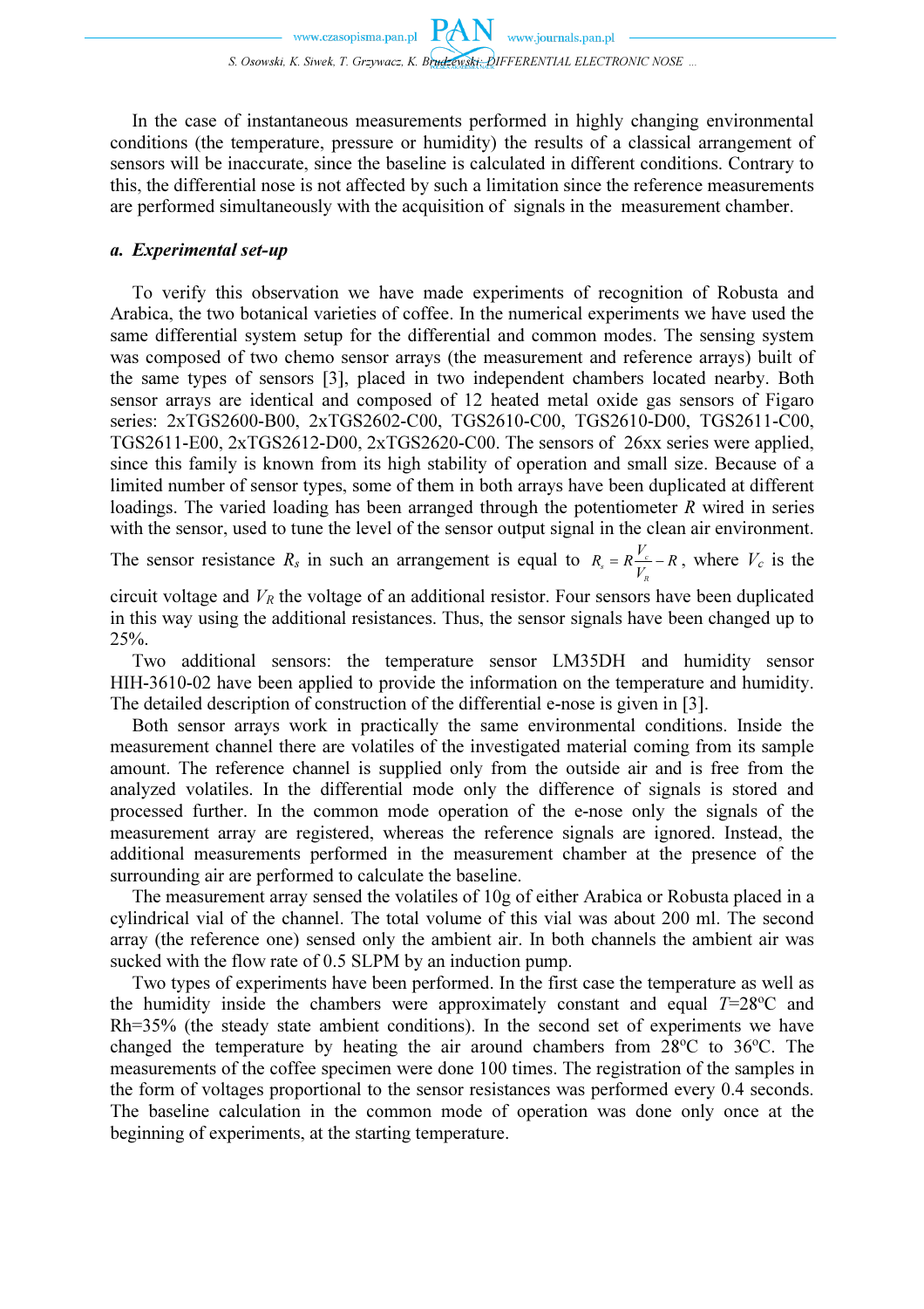In the case of instantaneous measurements performed in highly changing environmental conditions (the temperature, pressure or humidity) the results of a classical arrangement of sensors will be inaccurate, since the baseline is calculated in different conditions. Contrary to this, the differential nose is not affected by such a limitation since the reference measurements are performed simultaneously with the acquisition of signals in the measurement chamber.

### *a. Experimental set-up*

To verify this observation we have made experiments of recognition of Robusta and Arabica, the two botanical varieties of coffee. In the numerical experiments we have used the same differential system setup for the differential and common modes. The sensing system was composed of two chemo sensor arrays (the measurement and reference arrays) built of the same types of sensors [3], placed in two independent chambers located nearby. Both sensor arrays are identical and composed of 12 heated metal oxide gas sensors of Figaro series: 2xTGS2600-B00, 2xTGS2602-C00, TGS2610-C00, TGS2610-D00, TGS2611-C00, TGS2611-E00, 2xTGS2612-D00, 2xTGS2620-C00. The sensors of 26xx series were applied, since this family is known from its high stability of operation and small size. Because of a limited number of sensor types, some of them in both arrays have been duplicated at different loadings. The varied loading has been arranged through the potentiometer $R$ wired in series with the sensor, used to tune the level of the sensor output signal in the clean air environment. The sensor resistance $R_s$ in such an arrangement is equal to $R_s = R\frac{V_c}{V_R} - R$, where $V_c$ is the circuit voltage and $V_R$ the voltage of an additional resistor. Four sensors have been duplicated in this way using the additional resistances. Thus, the sensor signals have been changed up to 25%.

Two additional sensors: the temperature sensor LM35DH and humidity sensor HIH-3610-02 have been applied to provide the information on the temperature and humidity. The detailed description of construction of the differential e-nose is given in [3].

Both sensor arrays work in practically the same environmental conditions. Inside the measurement channel there are volatiles of the investigated material coming from its sample amount. The reference channel is supplied only from the outside air and is free from the analyzed volatiles. In the differential mode only the difference of signals is stored and processed further. In the common mode operation of the e-nose only the signals of the measurement array are registered, whereas the reference signals are ignored. Instead, the additional measurements performed in the measurement chamber at the presence of the surrounding air are performed to calculate the baseline.

The measurement array sensed the volatiles of 10g of either Arabica or Robusta placed in a cylindrical vial of the channel. The total volume of this vial was about 200 ml. The second array (the reference one) sensed only the ambient air. In both channels the ambient air was sucked with the flow rate of 0.5 SLPM by an induction pump.

Two types of experiments have been performed. In the first case the temperature as well as the humidity inside the chambers were approximately constant and equal $T$=28°C and Rh=35% (the steady state ambient conditions). In the second set of experiments we have changed the temperature by heating the air around chambers from 28°C to 36°C. The measurements of the coffee specimen were done 100 times. The registration of the samples in the form of voltages proportional to the sensor resistances was performed every 0.4 seconds. The baseline calculation in the common mode of operation was done only once at the beginning of experiments, at the starting temperature.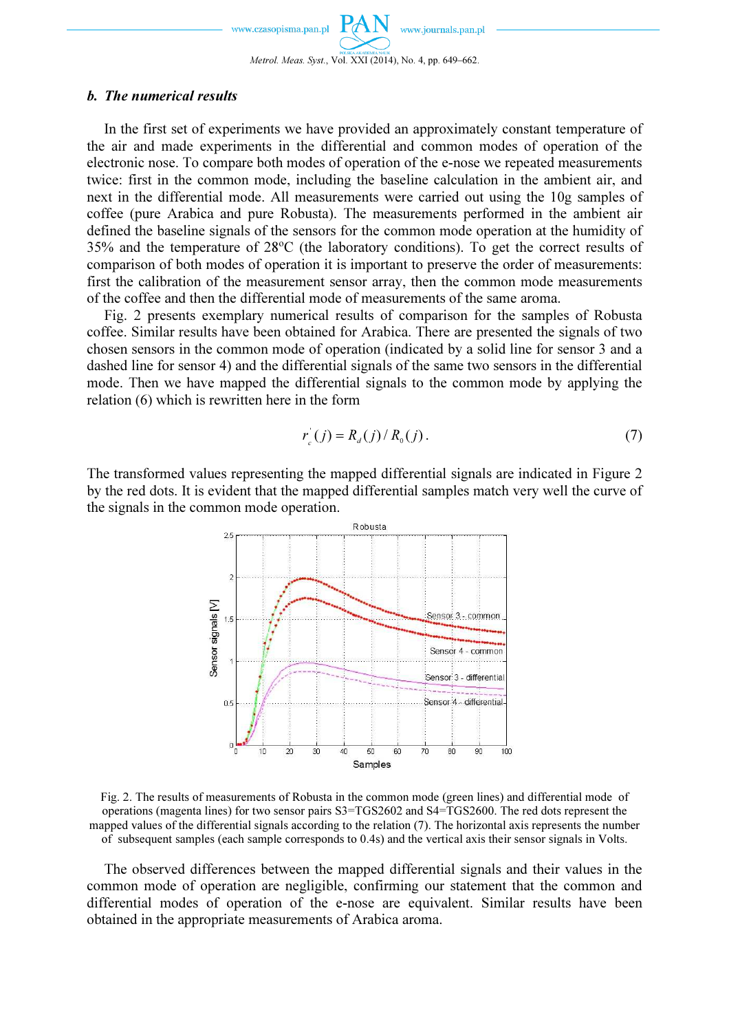### b. The numerical results

In the first set of experiments we have provided an approximately constant temperature of the air and made experiments in the differential and common modes of operation of the electronic nose. To compare both modes of operation of the e-nose we repeated measurements twice: first in the common mode, including the baseline calculation in the ambient air, and next in the differential mode. All measurements were carried out using the 10g samples of coffee (pure Arabica and pure Robusta). The measurements performed in the ambient air defined the baseline signals of the sensors for the common mode operation at the humidity of 35% and the temperature of 28°C (the laboratory conditions). To get the correct results of comparison of both modes of operation it is important to preserve the order of measurements: first the calibration of the measurement sensor array, then the common mode measurements of the coffee and then the differential mode of measurements of the same aroma.

Fig. 2 presents exemplary numerical results of comparison for the samples of Robusta coffee. Similar results have been obtained for Arabica. There are presented the signals of two chosen sensors in the common mode of operation (indicated by a solid line for sensor 3 and a dashed line for sensor 4) and the differential signals of the same two sensors in the differential mode. Then we have mapped the differential signals to the common mode by applying the relation (6) which is rewritten here in the form

$$r_c^{'}(j) = R_d(j) / R_0(j). \tag{7}$$

The transformed values representing the mapped differential signals are indicated in Figure 2 by the red dots. It is evident that the mapped differential samples match very well the curve of the signals in the common mode operation.

Fig. 2. The results of measurements of Robusta in the common mode (green lines) and differential mode of operations (magenta lines) for two sensor pairs S3=TGS2602 and S4=TGS2600. The red dots represent the mapped values of the differential signals according to the relation (7). The horizontal axis represents the number of subsequent samples (each sample corresponds to 0.4s) and the vertical axis their sensor signals in Volts.

The observed differences between the mapped differential signals and their values in the common mode of operation are negligible, confirming our statement that the common and differential modes of operation of the e-nose are equivalent. Similar results have been obtained in the appropriate measurements of Arabica aroma.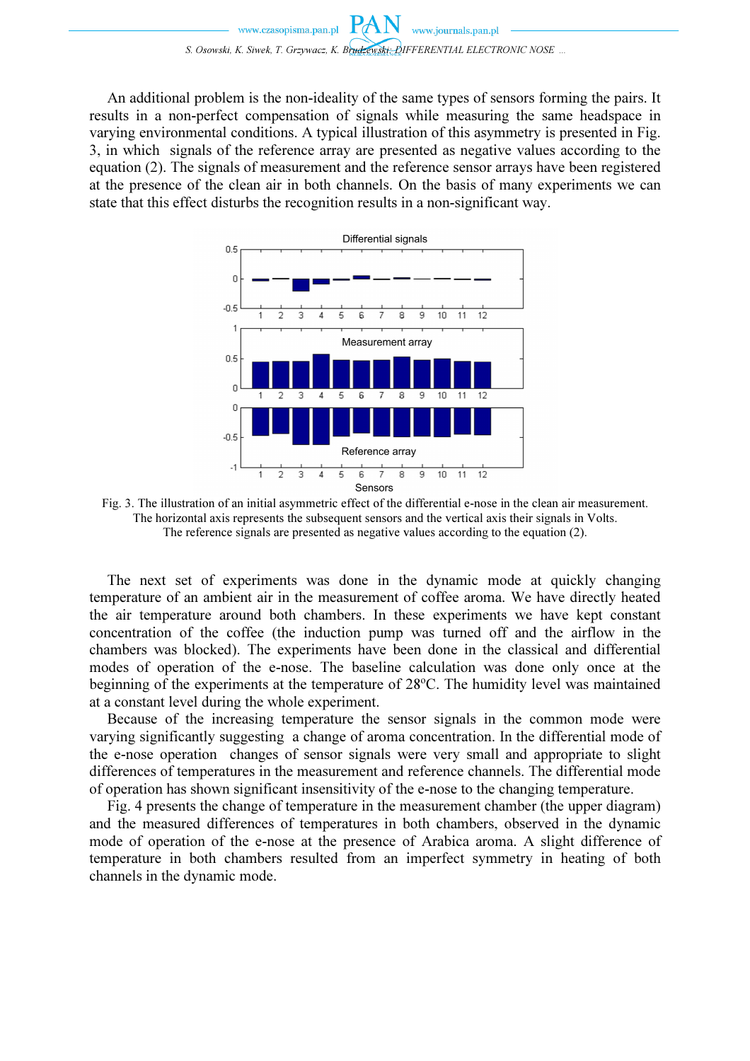An additional problem is the non-ideality of the same types of sensors forming the pairs. It results in a non-perfect compensation of signals while measuring the same headspace in varying environmental conditions. A typical illustration of this asymmetry is presented in Fig. 3, in which signals of the reference array are presented as negative values according to the equation (2). The signals of measurement and the reference sensor arrays have been registered at the presence of the clean air in both channels. On the basis of many experiments we can state that this effect disturbs the recognition results in a non-significant way.

Fig. 3. The illustration of an initial asymmetric effect of the differential e-nose in the clean air measurement. The horizontal axis represents the subsequent sensors and the vertical axis their signals in Volts. The reference signals are presented as negative values according to the equation (2).

The next set of experiments was done in the dynamic mode at quickly changing temperature of an ambient air in the measurement of coffee aroma. We have directly heated the air temperature around both chambers. In these experiments we have kept constant concentration of the coffee (the induction pump was turned off and the airflow in the chambers was blocked). The experiments have been done in the classical and differential modes of operation of the e-nose. The baseline calculation was done only once at the beginning of the experiments at the temperature of 28°C. The humidity level was maintained at a constant level during the whole experiment.

Because of the increasing temperature the sensor signals in the common mode were varying significantly suggesting a change of aroma concentration. In the differential mode of the e-nose operation changes of sensor signals were very small and appropriate to slight differences of temperatures in the measurement and reference channels. The differential mode of operation has shown significant insensitivity of the e-nose to the changing temperature.

Fig. 4 presents the change of temperature in the measurement chamber (the upper diagram) and the measured differences of temperatures in both chambers, observed in the dynamic mode of operation of the e-nose at the presence of Arabica aroma. A slight difference of temperature in both chambers resulted from an imperfect symmetry in heating of both channels in the dynamic mode.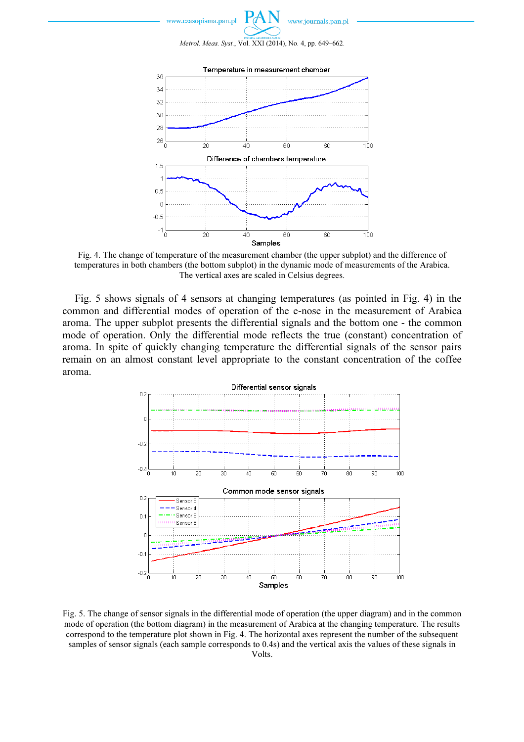Fig. 4. The change of temperature of the measurement chamber (the upper subplot) and the difference of temperatures in both chambers (the bottom subplot) in the dynamic mode of measurements of the Arabica. The vertical axes are scaled in Celsius degrees.

Fig. 5 shows signals of 4 sensors at changing temperatures (as pointed in Fig. 4) in the common and differential modes of operation of the e-nose in the measurement of Arabica aroma. The upper subplot presents the differential signals and the bottom one - the common mode of operation. Only the differential mode reflects the true (constant) concentration of aroma. In spite of quickly changing temperature the differential signals of the sensor pairs remain on an almost constant level appropriate to the constant concentration of the coffee aroma.

Fig. 5. The change of sensor signals in the differential mode of operation (the upper diagram) and in the common mode of operation (the bottom diagram) in the measurement of Arabica at the changing temperature. The results correspond to the temperature plot shown in Fig. 4. The horizontal axes represent the number of the subsequent samples of sensor signals (each sample corresponds to 0.4s) and the vertical axis the values of these signals in Volts.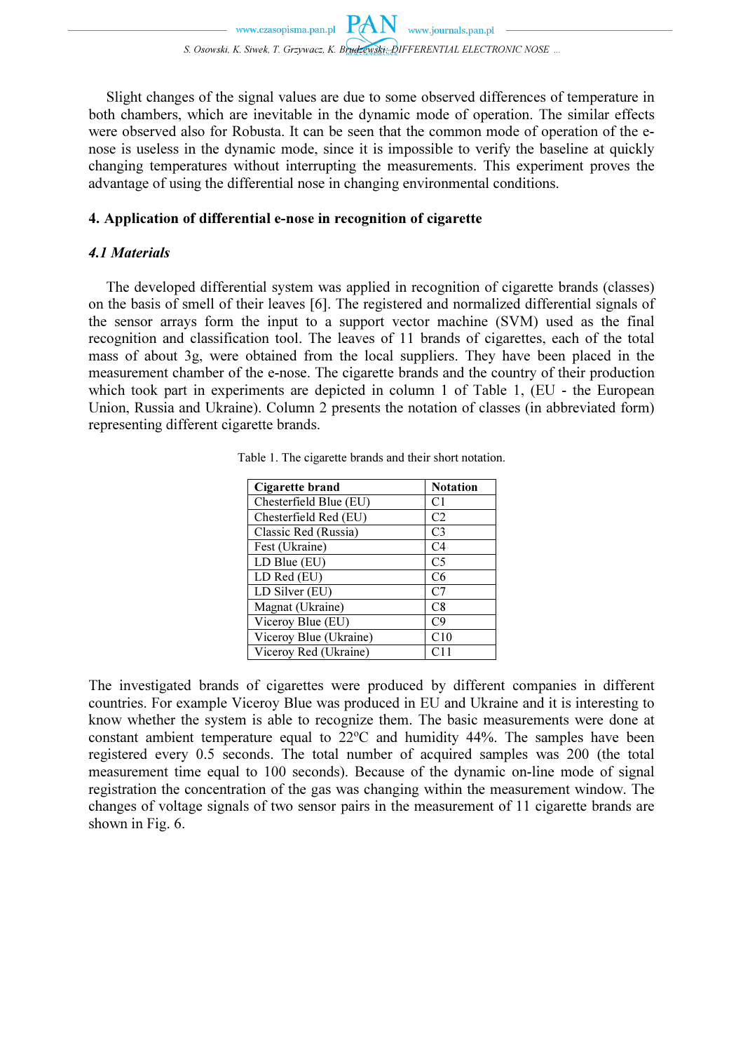Slight changes of the signal values are due to some observed differences of temperature in both chambers, which are inevitable in the dynamic mode of operation. The similar effects were observed also for Robusta. It can be seen that the common mode of operation of the e-nose is useless in the dynamic mode, since it is impossible to verify the baseline at quickly changing temperatures without interrupting the measurements. This experiment proves the advantage of using the differential nose in changing environmental conditions.

## 4. Application of differential e-nose in recognition of cigarette

### *4.1 Materials*

The developed differential system was applied in recognition of cigarette brands (classes) on the basis of smell of their leaves [6]. The registered and normalized differential signals of the sensor arrays form the input to a support vector machine (SVM) used as the final recognition and classification tool. The leaves of 11 brands of cigarettes, each of the total mass of about 3g, were obtained from the local suppliers. They have been placed in the measurement chamber of the e-nose. The cigarette brands and the country of their production which took part in experiments are depicted in column 1 of Table 1, (EU - the European Union, Russia and Ukraine). Column 2 presents the notation of classes (in abbreviated form) representing different cigarette brands.

Table 1. The cigarette brands and their short notation.

| Cigarette brand | Notation |
|---|---|
| Chesterfield Blue (EU) | C1 |
| Chesterfield Red (EU) | C2 |
| Classic Red (Russia) | C3 |
| Fest (Ukraine) | C4 |
| LD Blue (EU) | C5 |
| LD Red (EU) | C6 |
| LD Silver (EU) | C7 |
| Magnat (Ukraine) | C8 |
| Viceroy Blue (EU) | C9 |
| Viceroy Blue (Ukraine) | C10 |
| Viceroy Red (Ukraine) | C11 |

The investigated brands of cigarettes were produced by different companies in different countries. For example Viceroy Blue was produced in EU and Ukraine and it is interesting to know whether the system is able to recognize them. The basic measurements were done at constant ambient temperature equal to 22°C and humidity 44%. The samples have been registered every 0.5 seconds. The total number of acquired samples was 200 (the total measurement time equal to 100 seconds). Because of the dynamic on-line mode of signal registration the concentration of the gas was changing within the measurement window. The changes of voltage signals of two sensor pairs in the measurement of 11 cigarette brands are shown in Fig. 6.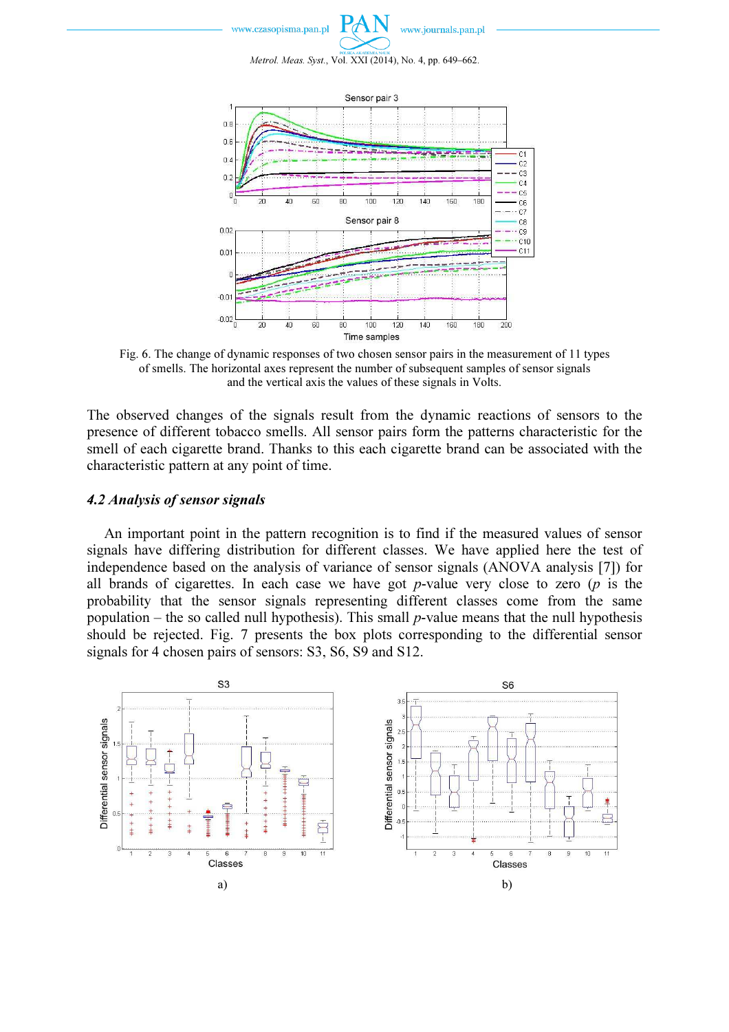Fig. 6. The change of dynamic responses of two chosen sensor pairs in the measurement of 11 types of smells. The horizontal axes represent the number of subsequent samples of sensor signals and the vertical axis the values of these signals in Volts.

The observed changes of the signals result from the dynamic reactions of sensors to the presence of different tobacco smells. All sensor pairs form the patterns characteristic for the smell of each cigarette brand. Thanks to this each cigarette brand can be associated with the characteristic pattern at any point of time.

### *4.2 Analysis of sensor signals*

An important point in the pattern recognition is to find if the measured values of sensor signals have differing distribution for different classes. We have applied here the test of independence based on the analysis of variance of sensor signals (ANOVA analysis [7]) for all brands of cigarettes. In each case we have got $p$-value very close to zero ($p$ is the probability that the sensor signals representing different classes come from the same population – the so called null hypothesis). This small $p$-value means that the null hypothesis should be rejected. Fig. 7 presents the box plots corresponding to the differential sensor signals for 4 chosen pairs of sensors: S3, S6, S9 and S12.

a)

b)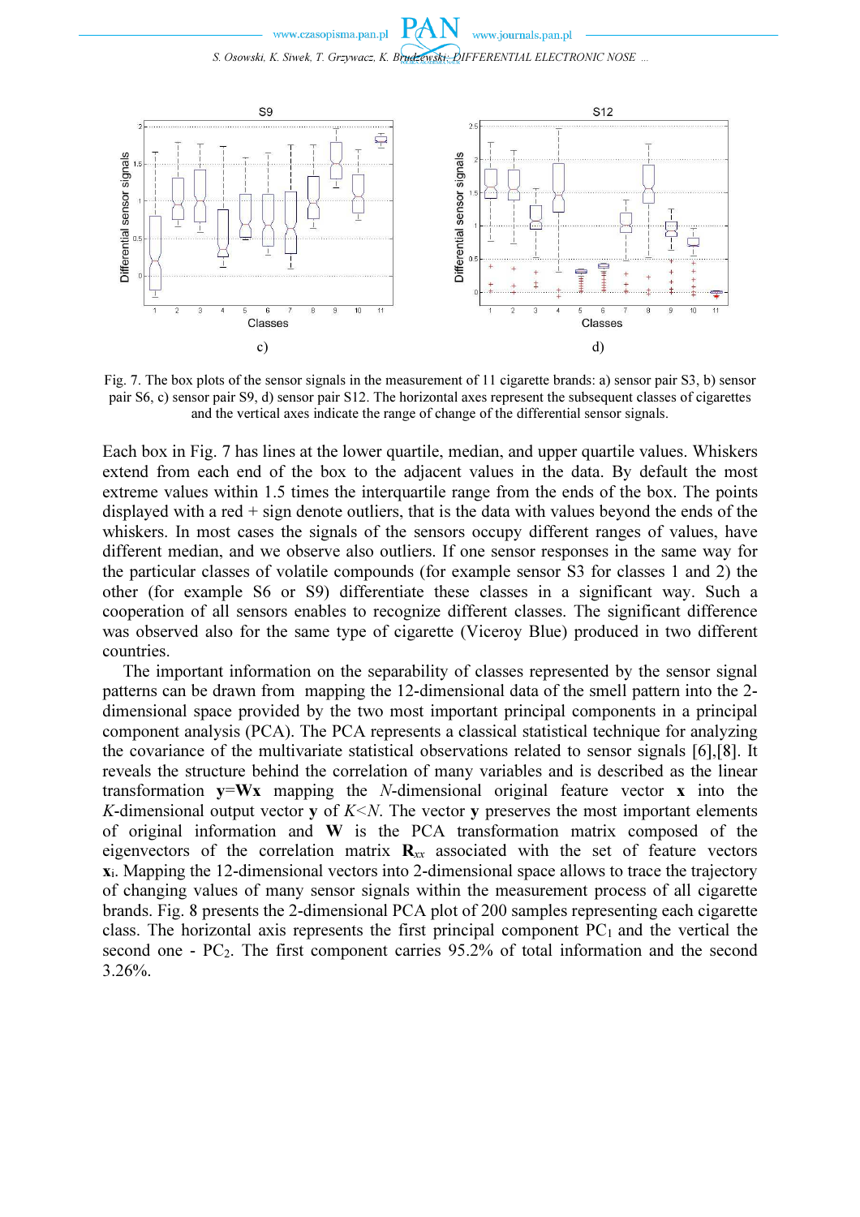Fig. 7. The box plots of the sensor signals in the measurement of 11 cigarette brands: a) sensor pair S3, b) sensor pair S6, c) sensor pair S9, d) sensor pair S12. The horizontal axes represent the subsequent classes of cigarettes and the vertical axes indicate the range of change of the differential sensor signals.

Each box in Fig. 7 has lines at the lower quartile, median, and upper quartile values. Whiskers extend from each end of the box to the adjacent values in the data. By default the most extreme values within 1.5 times the interquartile range from the ends of the box. The points displayed with a red + sign denote outliers, that is the data with values beyond the ends of the whiskers. In most cases the signals of the sensors occupy different ranges of values, have different median, and we observe also outliers. If one sensor responses in the same way for the particular classes of volatile compounds (for example sensor S3 for classes 1 and 2) the other (for example S6 or S9) differentiate these classes in a significant way. Such a cooperation of all sensors enables to recognize different classes. The significant difference was observed also for the same type of cigarette (Viceroy Blue) produced in two different countries.

The important information on the separability of classes represented by the sensor signal patterns can be drawn from mapping the 12-dimensional data of the smell pattern into the 2-dimensional space provided by the two most important principal components in a principal component analysis (PCA). The PCA represents a classical statistical technique for analyzing the covariance of the multivariate statistical observations related to sensor signals [6],[8]. It reveals the structure behind the correlation of many variables and is described as the linear transformation $\mathbf{y}=\mathbf{W}\mathbf{x}$ mapping the $N$-dimensional original feature vector $\mathbf{x}$ into the $K$-dimensional output vector $\mathbf{y}$ of $K<N$. The vector $\mathbf{y}$ preserves the most important elements of original information and $\mathbf{W}$ is the PCA transformation matrix composed of the eigenvectors of the correlation matrix $\mathbf{R}_{xx}$ associated with the set of feature vectors $\mathbf{x}_i$. Mapping the 12-dimensional vectors into 2-dimensional space allows to trace the trajectory of changing values of many sensor signals within the measurement process of all cigarette brands. Fig. 8 presents the 2-dimensional PCA plot of 200 samples representing each cigarette class. The horizontal axis represents the first principal component $PC_1$ and the vertical the second one - $PC_2$. The first component carries 95.2% of total information and the second 3.26%.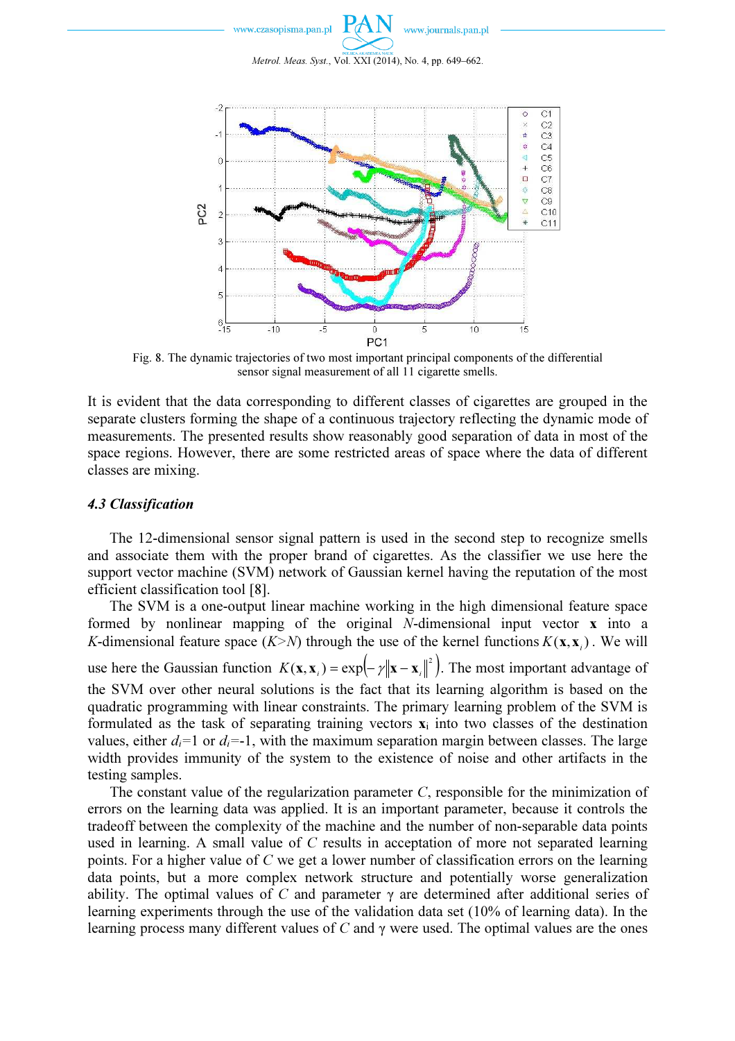Fig. 8. The dynamic trajectories of two most important principal components of the differential sensor signal measurement of all 11 cigarette smells.

It is evident that the data corresponding to different classes of cigarettes are grouped in the separate clusters forming the shape of a continuous trajectory reflecting the dynamic mode of measurements. The presented results show reasonably good separation of data in most of the space regions. However, there are some restricted areas of space where the data of different classes are mixing.

### *4.3 Classification*

The 12-dimensional sensor signal pattern is used in the second step to recognize smells and associate them with the proper brand of cigarettes. As the classifier we use here the support vector machine (SVM) network of Gaussian kernel having the reputation of the most efficient classification tool [8].

The SVM is a one-output linear machine working in the high dimensional feature space formed by nonlinear mapping of the original $N$-dimensional input vector $\mathbf{x}$ into a $K$-dimensional feature space ($K$>$N$) through the use of the kernel functions $K(\mathbf{x},\mathbf{x}_i)$. We will use here the Gaussian function $K(\mathbf{x},\mathbf{x}_i) = \exp\left(-\gamma\|\mathbf{x}-\mathbf{x}_i\|^2\right)$. The most important advantage of the SVM over other neural solutions is the fact that its learning algorithm is based on the quadratic programming with linear constraints. The primary learning problem of the SVM is formulated as the task of separating training vectors $\mathbf{x}_i$ into two classes of the destination values, either $d_i$=1 or $d_i$=-1, with the maximum separation margin between classes. The large width provides immunity of the system to the existence of noise and other artifacts in the testing samples.

The constant value of the regularization parameter $C$, responsible for the minimization of errors on the learning data was applied. It is an important parameter, because it controls the tradeoff between the complexity of the machine and the number of non-separable data points used in learning. A small value of $C$ results in acceptation of more not separated learning points. For a higher value of $C$ we get a lower number of classification errors on the learning data points, but a more complex network structure and potentially worse generalization ability. The optimal values of $C$ and parameter $\gamma$ are determined after additional series of learning experiments through the use of the validation data set (10% of learning data). In the learning process many different values of $C$ and $\gamma$ were used. The optimal values are the ones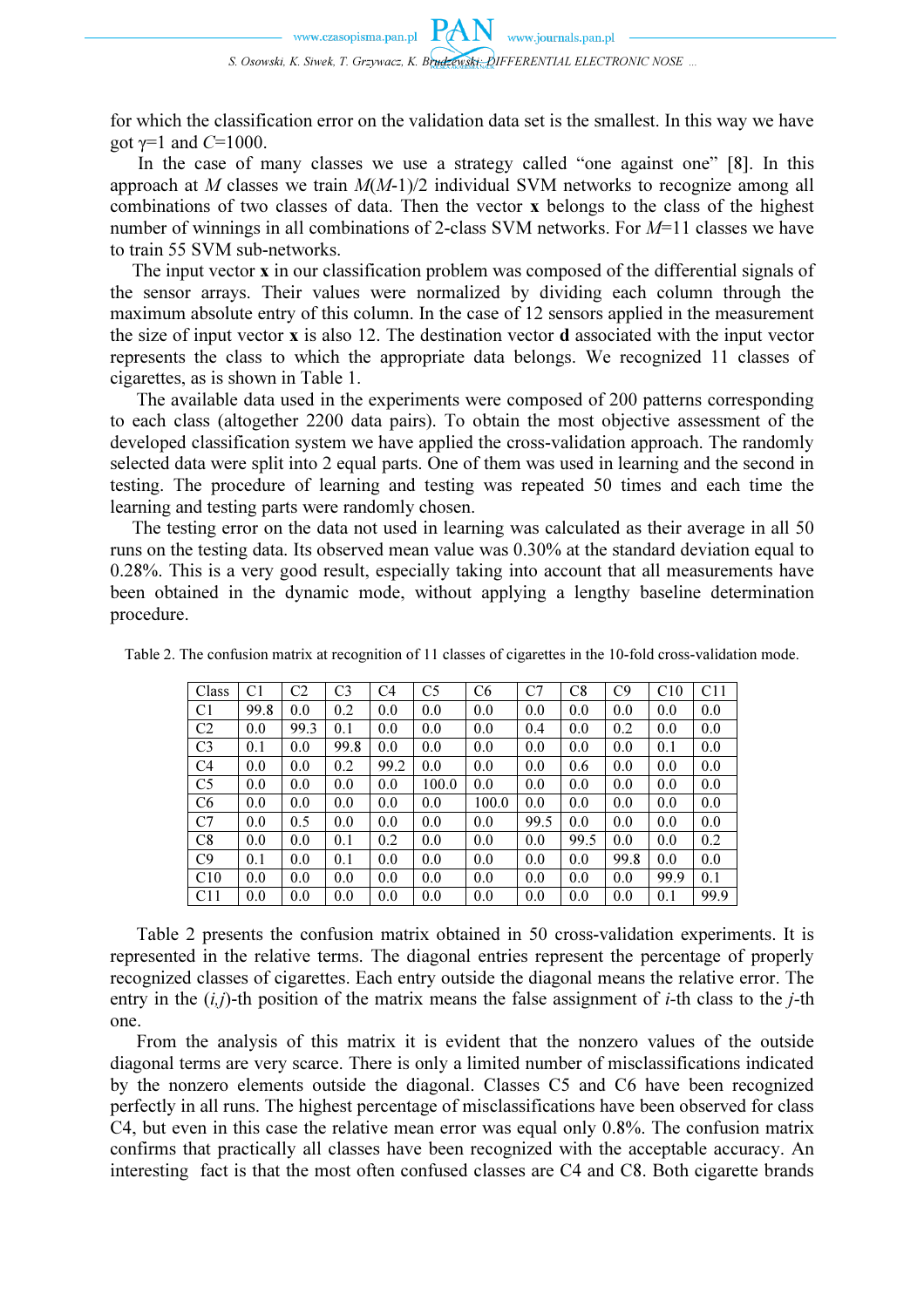for which the classification error on the validation data set is the smallest. In this way we have got $\gamma$=1 and $C$=1000.

In the case of many classes we use a strategy called "one against one" [8]. In this approach at $M$ classes we train $M(M-1)/2$ individual SVM networks to recognize among all combinations of two classes of data. Then the vector **x** belongs to the class of the highest number of winnings in all combinations of 2-class SVM networks. For $M$=11 classes we have to train 55 SVM sub-networks.

The input vector **x** in our classification problem was composed of the differential signals of the sensor arrays. Their values were normalized by dividing each column through the maximum absolute entry of this column. In the case of 12 sensors applied in the measurement the size of input vector **x** is also 12. The destination vector **d** associated with the input vector represents the class to which the appropriate data belongs. We recognized 11 classes of cigarettes, as is shown in Table 1.

The available data used in the experiments were composed of 200 patterns corresponding to each class (altogether 2200 data pairs). To obtain the most objective assessment of the developed classification system we have applied the cross-validation approach. The randomly selected data were split into 2 equal parts. One of them was used in learning and the second in testing. The procedure of learning and testing was repeated 50 times and each time the learning and testing parts were randomly chosen.

The testing error on the data not used in learning was calculated as their average in all 50 runs on the testing data. Its observed mean value was 0.30% at the standard deviation equal to 0.28%. This is a very good result, especially taking into account that all measurements have been obtained in the dynamic mode, without applying a lengthy baseline determination procedure.

Table 2. The confusion matrix at recognition of 11 classes of cigarettes in the 10-fold cross-validation mode.

| Class | C1 | C2 | C3 | C4 | C5 | C6 | C7 | C8 | C9 | C10 | C11 |
|---|---|---|---|---|---|---|---|---|---|---|---|
| C1 | 99.8 | 0.0 | 0.2 | 0.0 | 0.0 | 0.0 | 0.0 | 0.0 | 0.0 | 0.0 | 0.0 |
| C2 | 0.0 | 99.3 | 0.1 | 0.0 | 0.0 | 0.0 | 0.4 | 0.0 | 0.2 | 0.0 | 0.0 |
| C3 | 0.1 | 0.0 | 99.8 | 0.0 | 0.0 | 0.0 | 0.0 | 0.0 | 0.0 | 0.1 | 0.0 |
| C4 | 0.0 | 0.0 | 0.2 | 99.2 | 0.0 | 0.0 | 0.0 | 0.6 | 0.0 | 0.0 | 0.0 |
| C5 | 0.0 | 0.0 | 0.0 | 0.0 | 100.0 | 0.0 | 0.0 | 0.0 | 0.0 | 0.0 | 0.0 |
| C6 | 0.0 | 0.0 | 0.0 | 0.0 | 0.0 | 100.0 | 0.0 | 0.0 | 0.0 | 0.0 | 0.0 |
| C7 | 0.0 | 0.5 | 0.0 | 0.0 | 0.0 | 0.0 | 99.5 | 0.0 | 0.0 | 0.0 | 0.0 |
| C8 | 0.0 | 0.0 | 0.1 | 0.2 | 0.0 | 0.0 | 0.0 | 99.5 | 0.0 | 0.0 | 0.2 |
| C9 | 0.1 | 0.0 | 0.1 | 0.0 | 0.0 | 0.0 | 0.0 | 0.0 | 99.8 | 0.0 | 0.0 |
| C10 | 0.0 | 0.0 | 0.0 | 0.0 | 0.0 | 0.0 | 0.0 | 0.0 | 0.0 | 99.9 | 0.1 |
| C11 | 0.0 | 0.0 | 0.0 | 0.0 | 0.0 | 0.0 | 0.0 | 0.0 | 0.0 | 0.1 | 99.9 |

Table 2 presents the confusion matrix obtained in 50 cross-validation experiments. It is represented in the relative terms. The diagonal entries represent the percentage of properly recognized classes of cigarettes. Each entry outside the diagonal means the relative error. The entry in the $(i,j)$-th position of the matrix means the false assignment of $i$-th class to the $j$-th one.

From the analysis of this matrix it is evident that the nonzero values of the outside diagonal terms are very scarce. There is only a limited number of misclassifications indicated by the nonzero elements outside the diagonal. Classes C5 and C6 have been recognized perfectly in all runs. The highest percentage of misclassifications have been observed for class C4, but even in this case the relative mean error was equal only 0.8%. The confusion matrix confirms that practically all classes have been recognized with the acceptable accuracy. An interesting fact is that the most often confused classes are C4 and C8. Both cigarette brands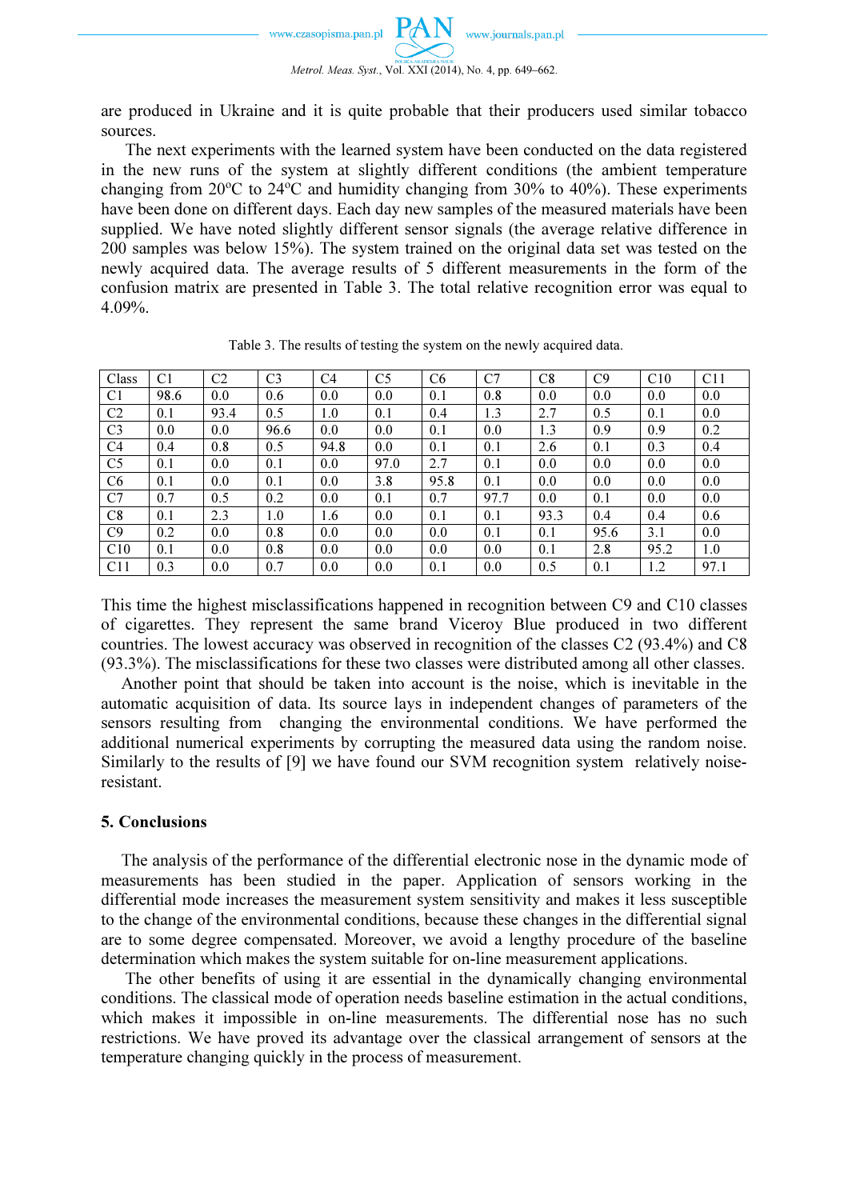are produced in Ukraine and it is quite probable that their producers used similar tobacco sources.

The next experiments with the learned system have been conducted on the data registered in the new runs of the system at slightly different conditions (the ambient temperature changing from 20°C to 24°C and humidity changing from 30% to 40%). These experiments have been done on different days. Each day new samples of the measured materials have been supplied. We have noted slightly different sensor signals (the average relative difference in 200 samples was below 15%). The system trained on the original data set was tested on the newly acquired data. The average results of 5 different measurements in the form of the confusion matrix are presented in Table 3. The total relative recognition error was equal to 4.09%.

Table 3. The results of testing the system on the newly acquired data.

| Class | C1 | C2 | C3 | C4 | C5 | C6 | C7 | C8 | C9 | C10 | C11 |
|---|---|---|---|---|---|---|---|---|---|---|---|
| C1 | 98.6 | 0.0 | 0.6 | 0.0 | 0.0 | 0.1 | 0.8 | 0.0 | 0.0 | 0.0 | 0.0 |
| C2 | 0.1 | 93.4 | 0.5 | 1.0 | 0.1 | 0.4 | 1.3 | 2.7 | 0.5 | 0.1 | 0.0 |
| C3 | 0.0 | 0.0 | 96.6 | 0.0 | 0.0 | 0.1 | 0.0 | 1.3 | 0.9 | 0.9 | 0.2 |
| C4 | 0.4 | 0.8 | 0.5 | 94.8 | 0.0 | 0.1 | 0.1 | 2.6 | 0.1 | 0.3 | 0.4 |
| C5 | 0.1 | 0.0 | 0.1 | 0.0 | 97.0 | 2.7 | 0.1 | 0.0 | 0.0 | 0.0 | 0.0 |
| C6 | 0.1 | 0.0 | 0.1 | 0.0 | 3.8 | 95.8 | 0.1 | 0.0 | 0.0 | 0.0 | 0.0 |
| C7 | 0.7 | 0.5 | 0.2 | 0.0 | 0.1 | 0.7 | 97.7 | 0.0 | 0.1 | 0.0 | 0.0 |
| C8 | 0.1 | 2.3 | 1.0 | 1.6 | 0.0 | 0.1 | 0.1 | 93.3 | 0.4 | 0.4 | 0.6 |
| C9 | 0.2 | 0.0 | 0.8 | 0.0 | 0.0 | 0.0 | 0.1 | 0.1 | 95.6 | 3.1 | 0.0 |
| C10 | 0.1 | 0.0 | 0.8 | 0.0 | 0.0 | 0.0 | 0.0 | 0.1 | 2.8 | 95.2 | 1.0 |
| C11 | 0.3 | 0.0 | 0.7 | 0.0 | 0.0 | 0.1 | 0.0 | 0.5 | 0.1 | 1.2 | 97.1 |

This time the highest misclassifications happened in recognition between C9 and C10 classes of cigarettes. They represent the same brand Viceroy Blue produced in two different countries. The lowest accuracy was observed in recognition of the classes C2 (93.4%) and C8 (93.3%). The misclassifications for these two classes were distributed among all other classes.

Another point that should be taken into account is the noise, which is inevitable in the automatic acquisition of data. Its source lays in independent changes of parameters of the sensors resulting from changing the environmental conditions. We have performed the additional numerical experiments by corrupting the measured data using the random noise. Similarly to the results of [9] we have found our SVM recognition system relatively noise-resistant.

## 5. Conclusions

The analysis of the performance of the differential electronic nose in the dynamic mode of measurements has been studied in the paper. Application of sensors working in the differential mode increases the measurement system sensitivity and makes it less susceptible to the change of the environmental conditions, because these changes in the differential signal are to some degree compensated. Moreover, we avoid a lengthy procedure of the baseline determination which makes the system suitable for on-line measurement applications.

The other benefits of using it are essential in the dynamically changing environmental conditions. The classical mode of operation needs baseline estimation in the actual conditions, which makes it impossible in on-line measurements. The differential nose has no such restrictions. We have proved its advantage over the classical arrangement of sensors at the temperature changing quickly in the process of measurement.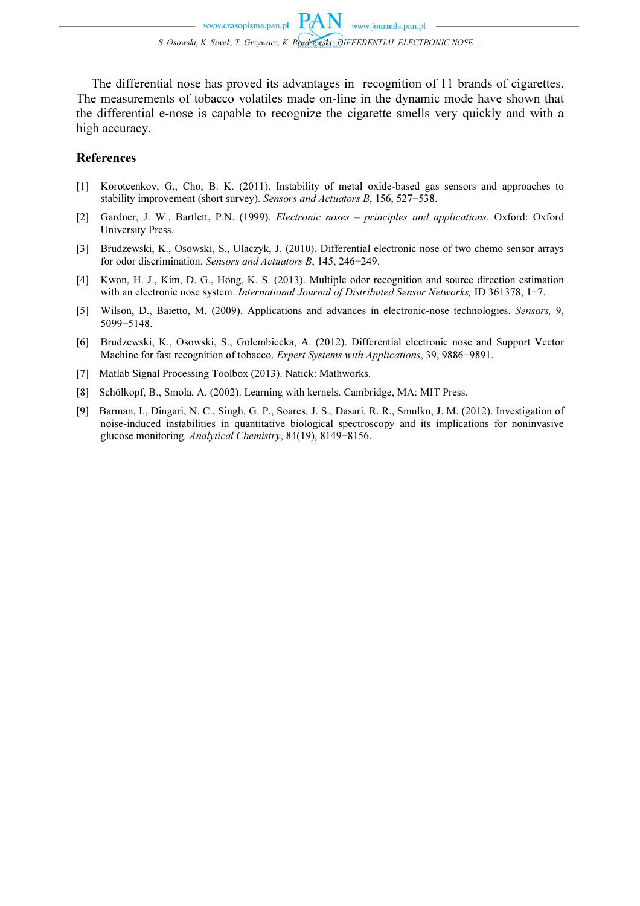The differential nose has proved its advantages in recognition of 11 brands of cigarettes. The measurements of tobacco volatiles made on-line in the dynamic mode have shown that the differential e-nose is capable to recognize the cigarette smells very quickly and with a high accuracy.

## References

[1] Korotcenkov, G., Cho, B. K. (2011). Instability of metal oxide-based gas sensors and approaches to stability improvement (short survey). *Sensors and Actuators B*, 156, 527−538.

[2] Gardner, J. W., Bartlett, P.N. (1999). *Electronic noses – principles and applications*. Oxford: Oxford University Press.

[3] Brudzewski, K., Osowski, S., Ulaczyk, J. (2010). Differential electronic nose of two chemo sensor arrays for odor discrimination. *Sensors and Actuators B*, 145, 246−249.

[4] Kwon, H. J., Kim, D. G., Hong, K. S. (2013). Multiple odor recognition and source direction estimation with an electronic nose system. *International Journal of Distributed Sensor Networks,* ID 361378, 1−7.

[5] Wilson, D., Baietto, M. (2009). Applications and advances in electronic-nose technologies. *Sensors,* 9, 5099−5148.

[6] Brudzewski, K., Osowski, S., Golembiecka, A. (2012). Differential electronic nose and Support Vector Machine for fast recognition of tobacco. *Expert Systems with Applications*, 39, 9886−9891.

[7] Matlab Signal Processing Toolbox (2013). Natick: Mathworks.

[8] Schölkopf, B., Smola, A. (2002). Learning with kernels. Cambridge, MA: MIT Press.

[9] Barman, I., Dingari, N. C., Singh, G. P., Soares, J. S., Dasari, R. R., Smulko, J. M. (2012). Investigation of noise-induced instabilities in quantitative biological spectroscopy and its implications for noninvasive glucose monitoring*. Analytical Chemistry*, 84(19), 8149−8156.